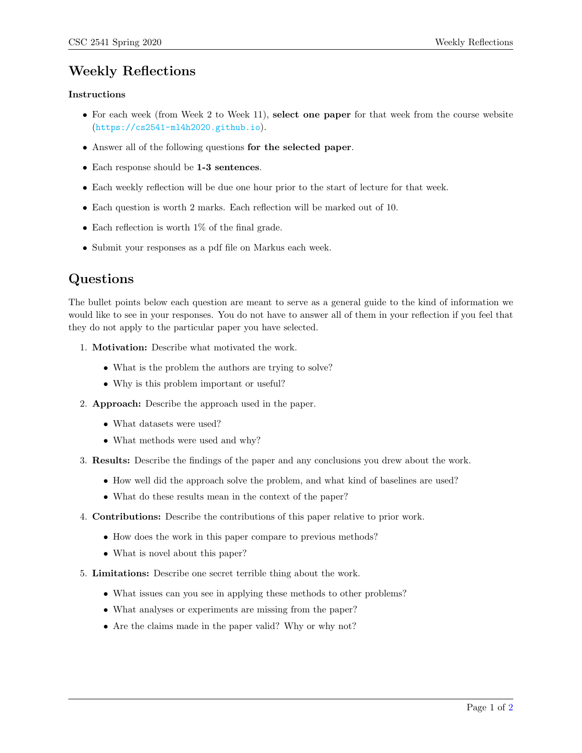# Weekly Reflections

**Instructions**

- For each week (from Week 2 to Week 11), **select one paper** for that week from the course website (https://cs2541-ml4h2020.github.io).
- Answer all of the following questions **for the selected paper**.
- Each response should be **1-3 sentences**.
- Each weekly reflection will be due one hour prior to the start of lecture for that week.
- Each question is worth 2 marks. Each reflection will be marked out of 10.
- Each reflection is worth 1% of the final grade.
- Submit your responses as a pdf file on Markus each week.

# Questions

The bullet points below each question are meant to serve as a general guide to the kind of information we would like to see in your responses. You do not have to answer all of them in your reflection if you feel that they do not apply to the particular paper you have selected.

1. **Motivation:** Describe what motivated the work.
   - What is the problem the authors are trying to solve?
   - Why is this problem important or useful?
2. **Approach:** Describe the approach used in the paper.
   - What datasets were used?
   - What methods were used and why?
3. **Results:** Describe the findings of the paper and any conclusions you drew about the work.
   - How well did the approach solve the problem, and what kind of baselines are used?
   - What do these results mean in the context of the paper?
4. **Contributions:** Describe the contributions of this paper relative to prior work.
   - How does the work in this paper compare to previous methods?
   - What is novel about this paper?
5. **Limitations:** Describe one secret terrible thing about the work.
   - What issues can you see in applying these methods to other problems?
   - What analyses or experiments are missing from the paper?
   - Are the claims made in the paper valid? Why or why not?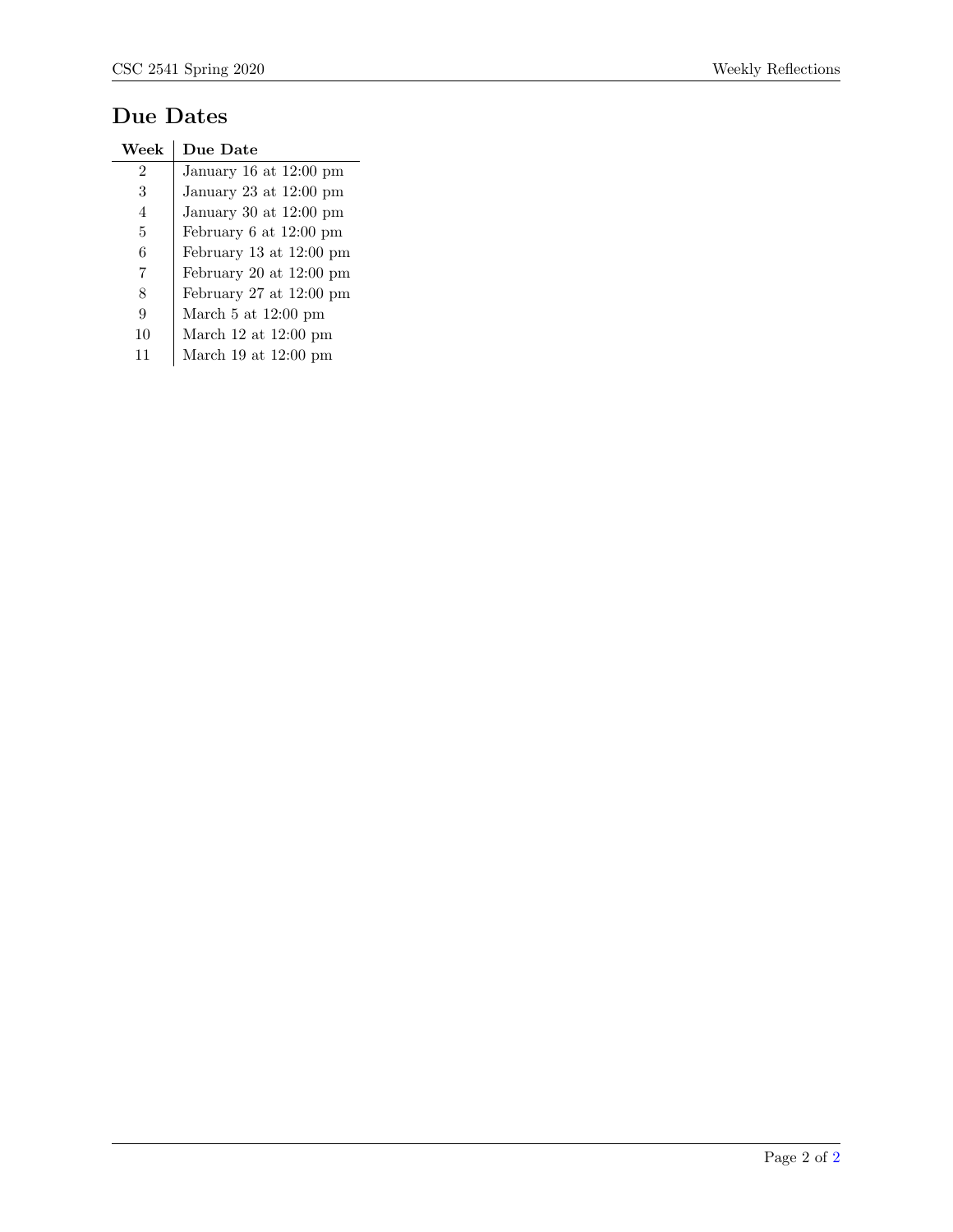## Due Dates

| Week | Due Date |
|---|---|
| 2 | January 16 at 12:00 pm |
| 3 | January 23 at 12:00 pm |
| 4 | January 30 at 12:00 pm |
| 5 | February 6 at 12:00 pm |
| 6 | February 13 at 12:00 pm |
| 7 | February 20 at 12:00 pm |
| 8 | February 27 at 12:00 pm |
| 9 | March 5 at 12:00 pm |
| 10 | March 12 at 12:00 pm |
| 11 | March 19 at 12:00 pm |